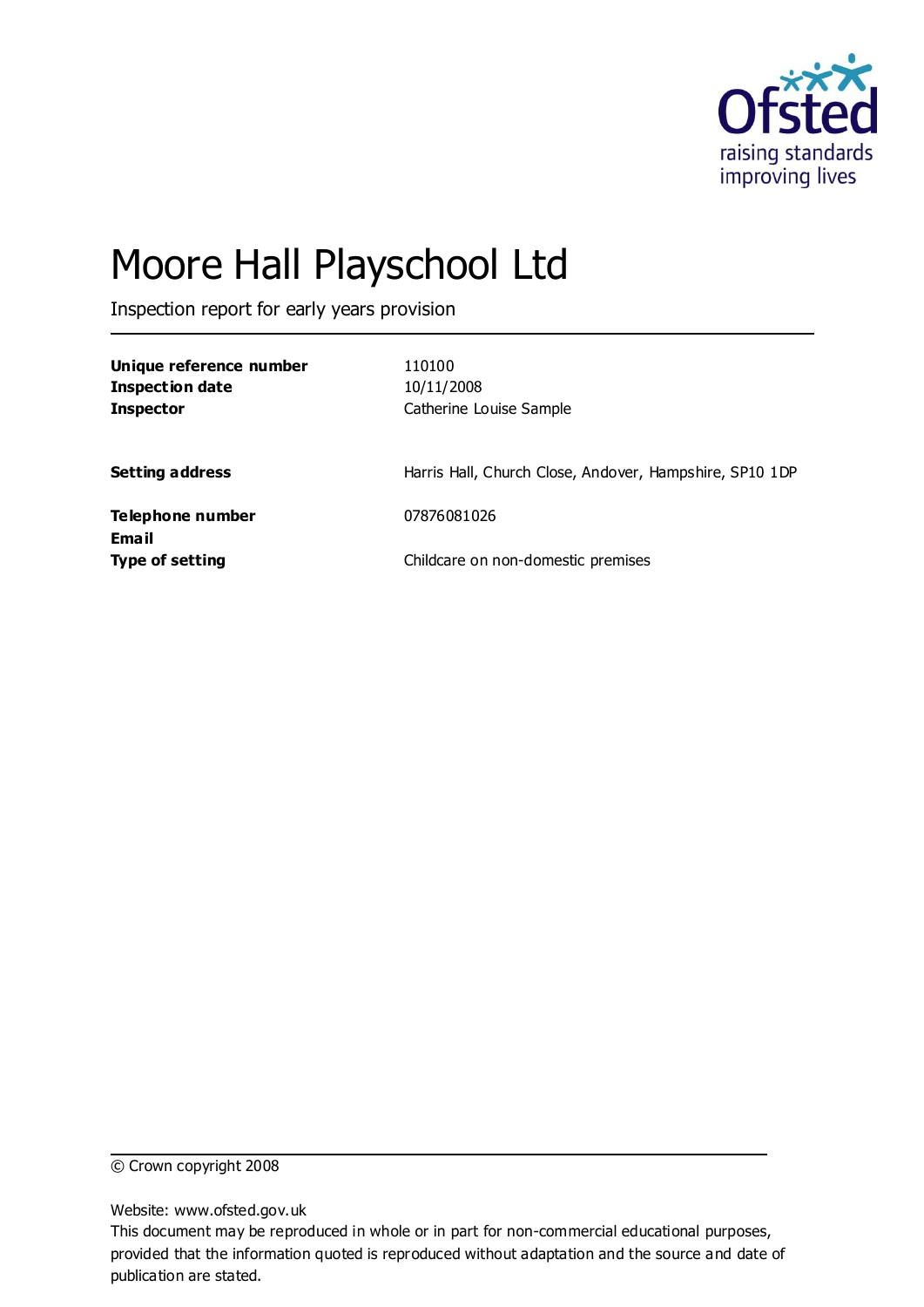# Moore Hall Playschool Ltd

Inspection report for early years provision

| | |
|---|---|
| **Unique reference number** | 110100 |
| **Inspection date** | 10/11/2008 |
| **Inspector** | Catherine Louise Sample |
| **Setting address** | Harris Hall, Church Close, Andover, Hampshire, SP10 1DP |
| **Telephone number** | 07876081026 |
| **Email** | |
| **Type of setting** | Childcare on non-domestic premises |

© Crown copyright 2008

Website: www.ofsted.gov.uk

This document may be reproduced in whole or in part for non-commercial educational purposes, provided that the information quoted is reproduced without adaptation and the source and date of publication are stated.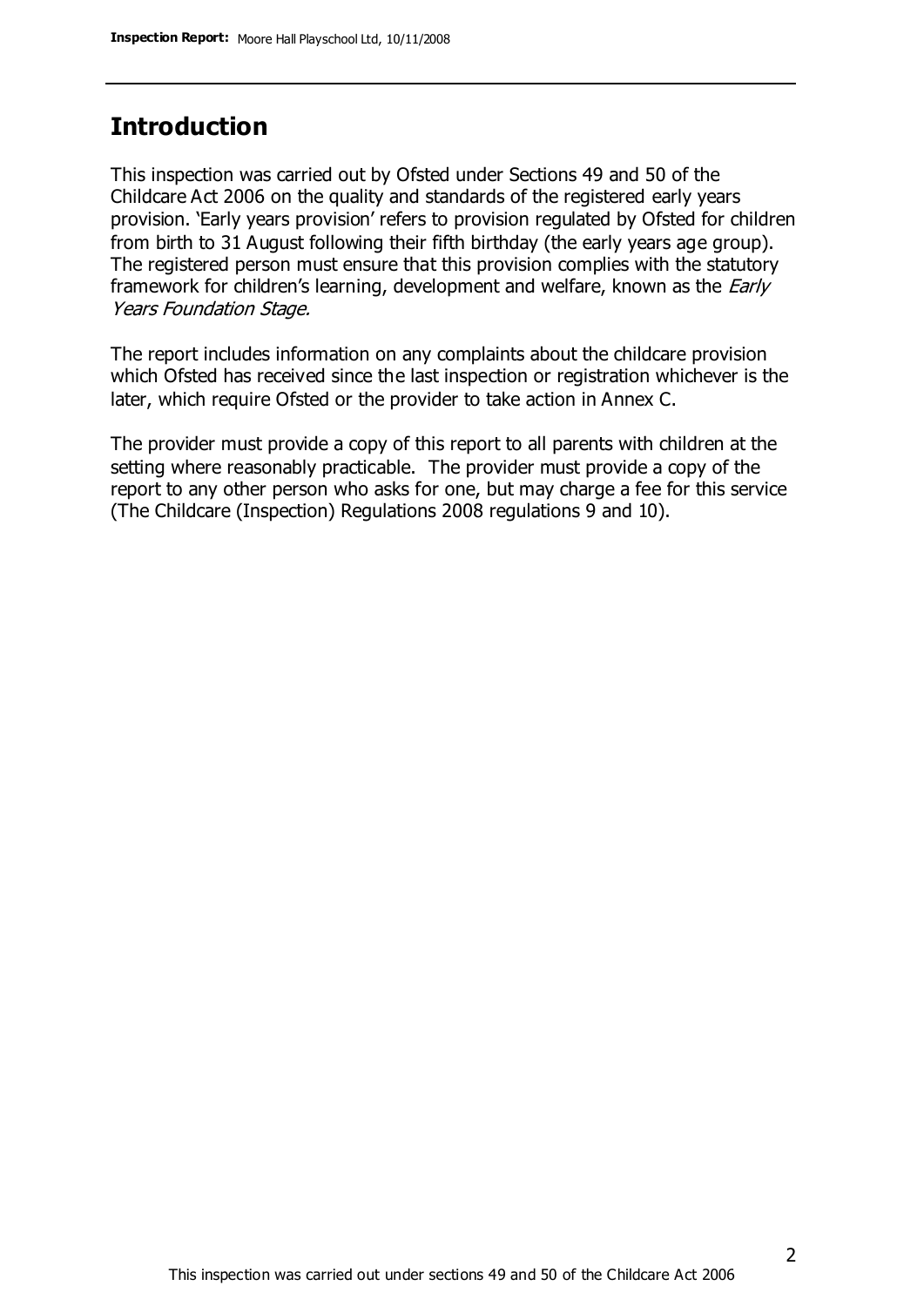## Introduction

This inspection was carried out by Ofsted under Sections 49 and 50 of the Childcare Act 2006 on the quality and standards of the registered early years provision. 'Early years provision' refers to provision regulated by Ofsted for children from birth to 31 August following their fifth birthday (the early years age group). The registered person must ensure that this provision complies with the statutory framework for children's learning, development and welfare, known as the *Early Years Foundation Stage.*

The report includes information on any complaints about the childcare provision which Ofsted has received since the last inspection or registration whichever is the later, which require Ofsted or the provider to take action in Annex C.

The provider must provide a copy of this report to all parents with children at the setting where reasonably practicable. The provider must provide a copy of the report to any other person who asks for one, but may charge a fee for this service (The Childcare (Inspection) Regulations 2008 regulations 9 and 10).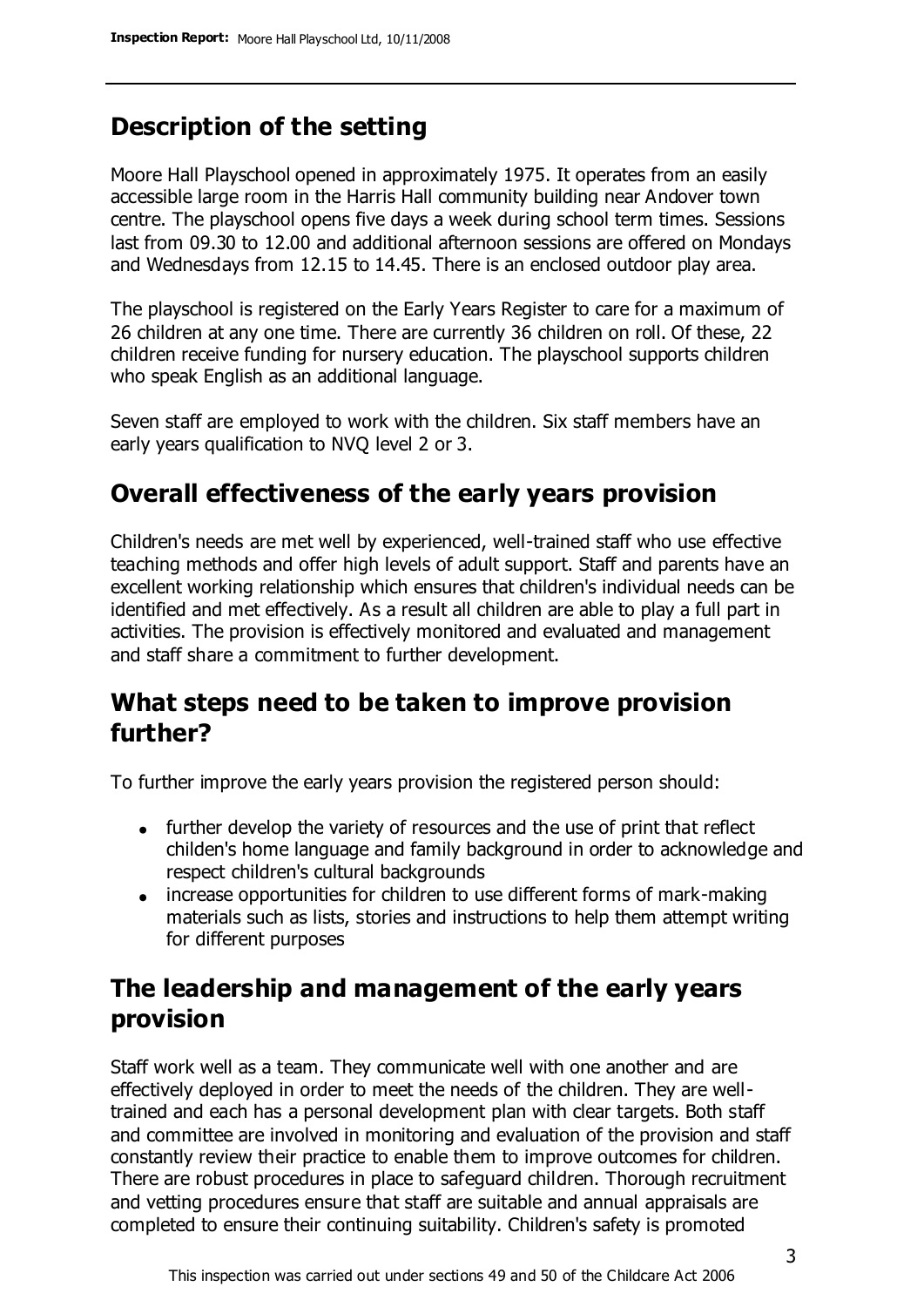## Description of the setting

Moore Hall Playschool opened in approximately 1975. It operates from an easily accessible large room in the Harris Hall community building near Andover town centre. The playschool opens five days a week during school term times. Sessions last from 09.30 to 12.00 and additional afternoon sessions are offered on Mondays and Wednesdays from 12.15 to 14.45. There is an enclosed outdoor play area.

The playschool is registered on the Early Years Register to care for a maximum of 26 children at any one time. There are currently 36 children on roll. Of these, 22 children receive funding for nursery education. The playschool supports children who speak English as an additional language.

Seven staff are employed to work with the children. Six staff members have an early years qualification to NVQ level 2 or 3.

## Overall effectiveness of the early years provision

Children's needs are met well by experienced, well-trained staff who use effective teaching methods and offer high levels of adult support. Staff and parents have an excellent working relationship which ensures that children's individual needs can be identified and met effectively. As a result all children are able to play a full part in activities. The provision is effectively monitored and evaluated and management and staff share a commitment to further development.

## What steps need to be taken to improve provision further?

To further improve the early years provision the registered person should:

- further develop the variety of resources and the use of print that reflect childen's home language and family background in order to acknowledge and respect children's cultural backgrounds
- increase opportunities for children to use different forms of mark-making materials such as lists, stories and instructions to help them attempt writing for different purposes

## The leadership and management of the early years provision

Staff work well as a team. They communicate well with one another and are effectively deployed in order to meet the needs of the children. They are well-trained and each has a personal development plan with clear targets. Both staff and committee are involved in monitoring and evaluation of the provision and staff constantly review their practice to enable them to improve outcomes for children. There are robust procedures in place to safeguard children. Thorough recruitment and vetting procedures ensure that staff are suitable and annual appraisals are completed to ensure their continuing suitability. Children's safety is promoted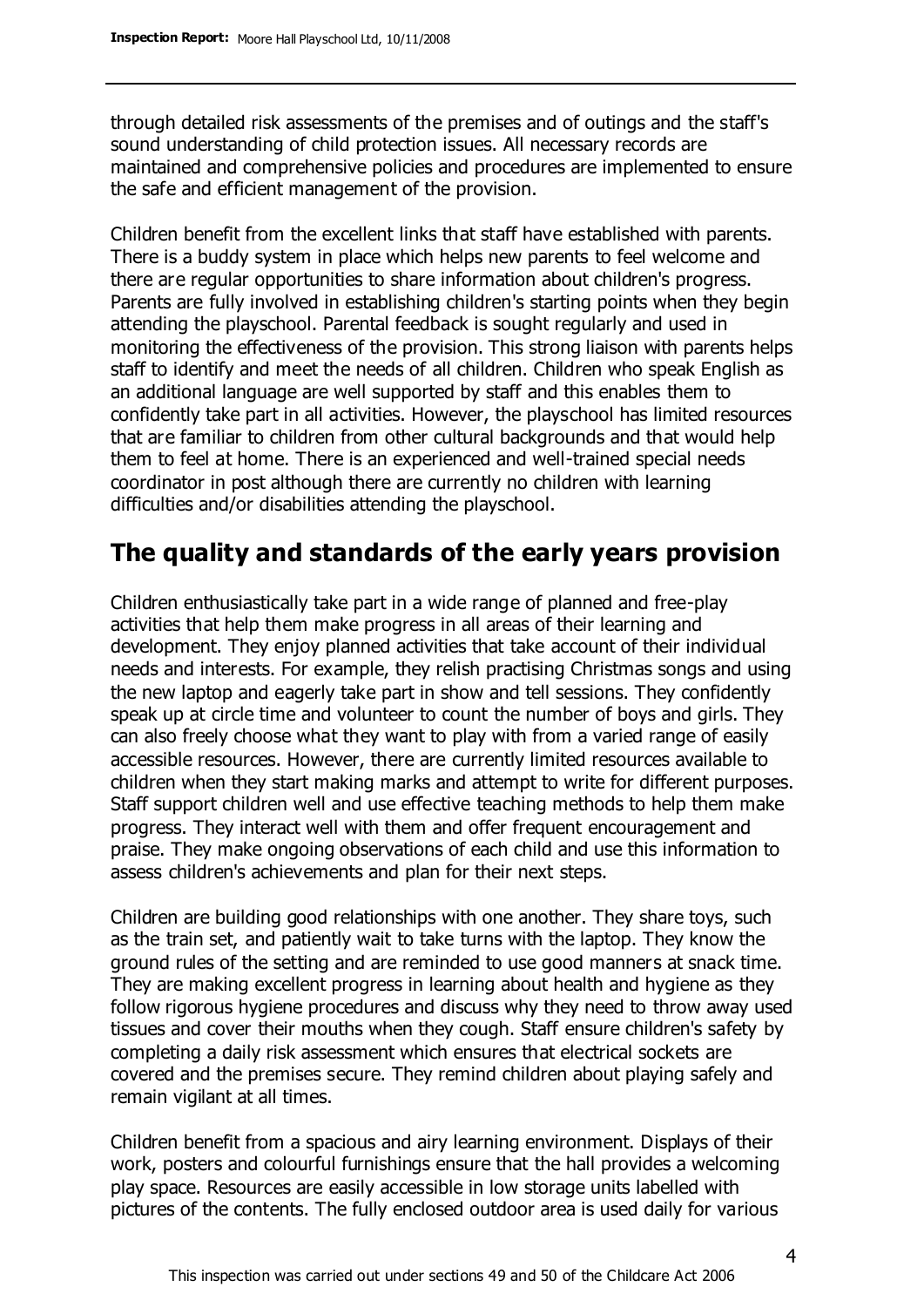through detailed risk assessments of the premises and of outings and the staff's sound understanding of child protection issues. All necessary records are maintained and comprehensive policies and procedures are implemented to ensure the safe and efficient management of the provision.

Children benefit from the excellent links that staff have established with parents. There is a buddy system in place which helps new parents to feel welcome and there are regular opportunities to share information about children's progress. Parents are fully involved in establishing children's starting points when they begin attending the playschool. Parental feedback is sought regularly and used in monitoring the effectiveness of the provision. This strong liaison with parents helps staff to identify and meet the needs of all children. Children who speak English as an additional language are well supported by staff and this enables them to confidently take part in all activities. However, the playschool has limited resources that are familiar to children from other cultural backgrounds and that would help them to feel at home. There is an experienced and well-trained special needs coordinator in post although there are currently no children with learning difficulties and/or disabilities attending the playschool.

## The quality and standards of the early years provision

Children enthusiastically take part in a wide range of planned and free-play activities that help them make progress in all areas of their learning and development. They enjoy planned activities that take account of their individual needs and interests. For example, they relish practising Christmas songs and using the new laptop and eagerly take part in show and tell sessions. They confidently speak up at circle time and volunteer to count the number of boys and girls. They can also freely choose what they want to play with from a varied range of easily accessible resources. However, there are currently limited resources available to children when they start making marks and attempt to write for different purposes. Staff support children well and use effective teaching methods to help them make progress. They interact well with them and offer frequent encouragement and praise. They make ongoing observations of each child and use this information to assess children's achievements and plan for their next steps.

Children are building good relationships with one another. They share toys, such as the train set, and patiently wait to take turns with the laptop. They know the ground rules of the setting and are reminded to use good manners at snack time. They are making excellent progress in learning about health and hygiene as they follow rigorous hygiene procedures and discuss why they need to throw away used tissues and cover their mouths when they cough. Staff ensure children's safety by completing a daily risk assessment which ensures that electrical sockets are covered and the premises secure. They remind children about playing safely and remain vigilant at all times.

Children benefit from a spacious and airy learning environment. Displays of their work, posters and colourful furnishings ensure that the hall provides a welcoming play space. Resources are easily accessible in low storage units labelled with pictures of the contents. The fully enclosed outdoor area is used daily for various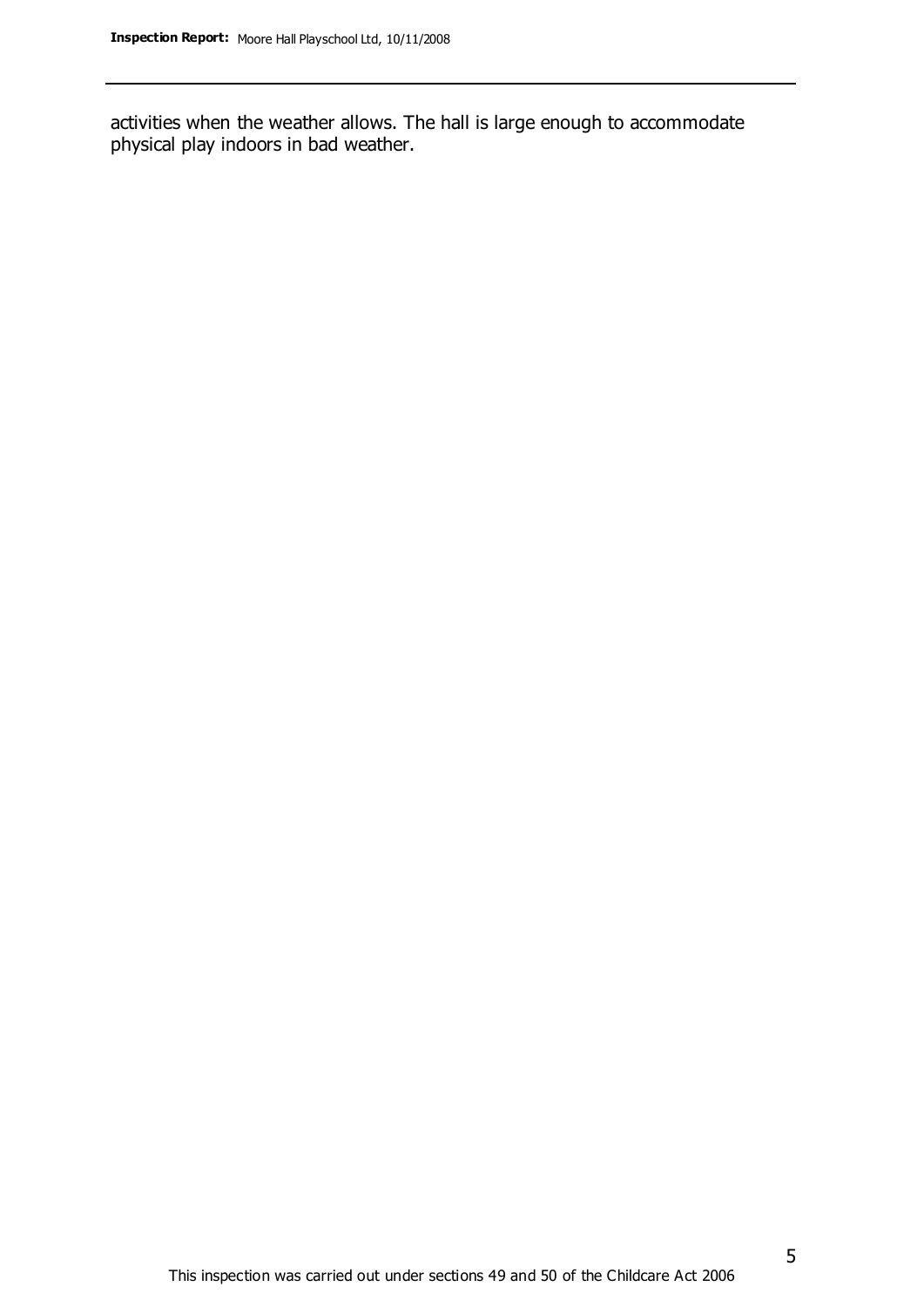activities when the weather allows. The hall is large enough to accommodate physical play indoors in bad weather.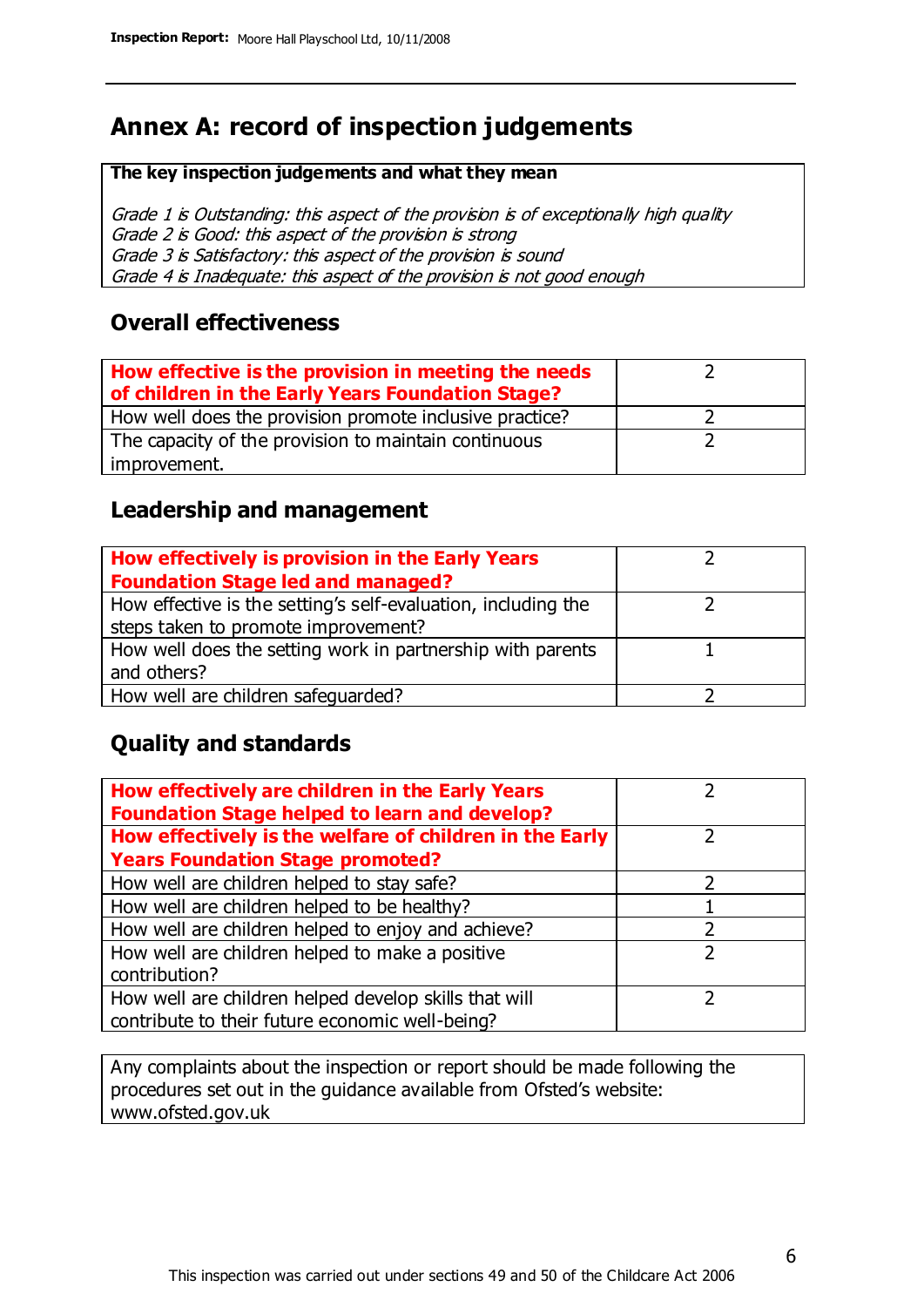# Annex A: record of inspection judgements

**The key inspection judgements and what they mean**

*Grade 1 is Outstanding: this aspect of the provision is of exceptionally high quality*
*Grade 2 is Good: this aspect of the provision is strong*
*Grade 3 is Satisfactory: this aspect of the provision is sound*
*Grade 4 is Inadequate: this aspect of the provision is not good enough*

## Overall effectiveness

| **How effective is the provision in meeting the needs of children in the Early Years Foundation Stage?** | 2 |
|---|---|
| How well does the provision promote inclusive practice? | 2 |
| The capacity of the provision to maintain continuous improvement. | 2 |

## Leadership and management

| **How effectively is provision in the Early Years Foundation Stage led and managed?** | 2 |
|---|---|
| How effective is the setting's self-evaluation, including the steps taken to promote improvement? | 2 |
| How well does the setting work in partnership with parents and others? | 1 |
| How well are children safeguarded? | 2 |

## Quality and standards

| **How effectively are children in the Early Years Foundation Stage helped to learn and develop?** | 2 |
|---|---|
| **How effectively is the welfare of children in the Early Years Foundation Stage promoted?** | 2 |
| How well are children helped to stay safe? | 2 |
| How well are children helped to be healthy? | 1 |
| How well are children helped to enjoy and achieve? | 2 |
| How well are children helped to make a positive contribution? | 2 |
| How well are children helped develop skills that will contribute to their future economic well-being? | 2 |

Any complaints about the inspection or report should be made following the procedures set out in the guidance available from Ofsted's website: www.ofsted.gov.uk

This inspection was carried out under sections 49 and 50 of the Childcare Act 2006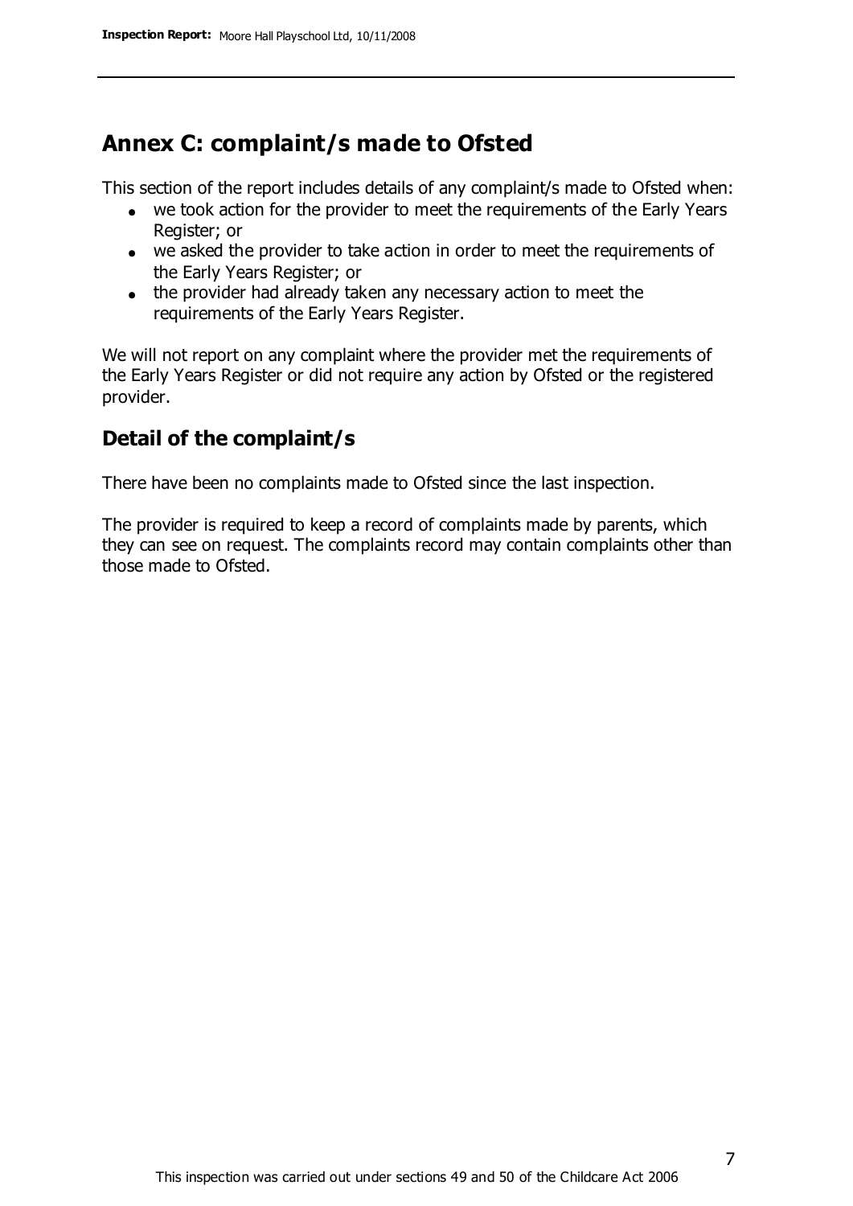## Annex C: complaint/s made to Ofsted

This section of the report includes details of any complaint/s made to Ofsted when:

- we took action for the provider to meet the requirements of the Early Years Register; or
- we asked the provider to take action in order to meet the requirements of the Early Years Register; or
- the provider had already taken any necessary action to meet the requirements of the Early Years Register.

We will not report on any complaint where the provider met the requirements of the Early Years Register or did not require any action by Ofsted or the registered provider.

### Detail of the complaint/s

There have been no complaints made to Ofsted since the last inspection.

The provider is required to keep a record of complaints made by parents, which they can see on request. The complaints record may contain complaints other than those made to Ofsted.